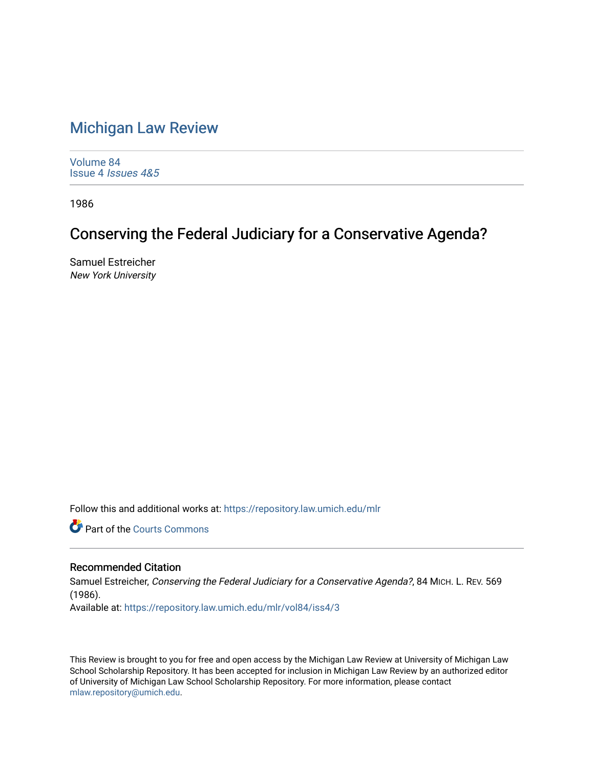# Michigan Law Review

Volume 84
Issue 4 *Issues 4&5*

1986

## Conserving the Federal Judiciary for a Conservative Agenda?

Samuel Estreicher
*New York University*

Follow this and additional works at: https://repository.law.umich.edu/mlr

Part of the Courts Commons

### Recommended Citation

Samuel Estreicher, *Conserving the Federal Judiciary for a Conservative Agenda?*, 84 MICH. L. REV. 569 (1986).
Available at: https://repository.law.umich.edu/mlr/vol84/iss4/3

This Review is brought to you for free and open access by the Michigan Law Review at University of Michigan Law School Scholarship Repository. It has been accepted for inclusion in Michigan Law Review by an authorized editor of University of Michigan Law School Scholarship Repository. For more information, please contact mlaw.repository@umich.edu.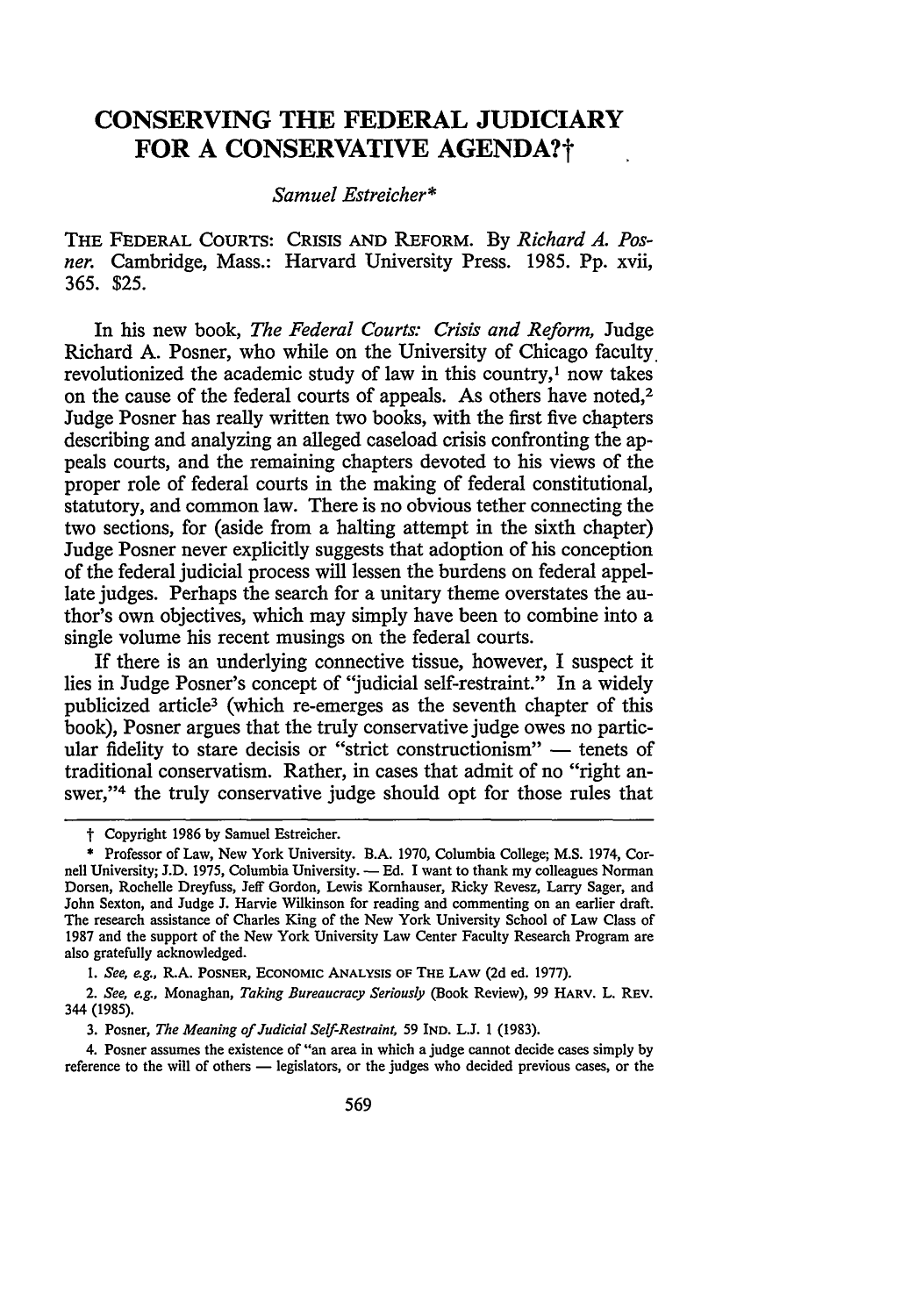# CONSERVING THE FEDERAL JUDICIARY FOR A CONSERVATIVE AGENDA?†

*Samuel Estreicher**

THE FEDERAL COURTS: CRISIS AND REFORM. By *Richard A. Posner.* Cambridge, Mass.: Harvard University Press. 1985. Pp. xvii, 365. $25.

In his new book, *The Federal Courts: Crisis and Reform,* Judge Richard A. Posner, who while on the University of Chicago faculty revolutionized the academic study of law in this country,[1] now takes on the cause of the federal courts of appeals. As others have noted,[2] Judge Posner has really written two books, with the first five chapters describing and analyzing an alleged caseload crisis confronting the appeals courts, and the remaining chapters devoted to his views of the proper role of federal courts in the making of federal constitutional, statutory, and common law. There is no obvious tether connecting the two sections, for (aside from a halting attempt in the sixth chapter) Judge Posner never explicitly suggests that adoption of his conception of the federal judicial process will lessen the burdens on federal appellate judges. Perhaps the search for a unitary theme overstates the author's own objectives, which may simply have been to combine into a single volume his recent musings on the federal courts.

If there is an underlying connective tissue, however, I suspect it lies in Judge Posner's concept of "judicial self-restraint." In a widely publicized article[3] (which re-emerges as the seventh chapter of this book), Posner argues that the truly conservative judge owes no particular fidelity to stare decisis or "strict constructionism" — tenets of traditional conservatism. Rather, in cases that admit of no "right answer,"[4] the truly conservative judge should opt for those rules that

---

† Copyright 1986 by Samuel Estreicher.

\* Professor of Law, New York University. B.A. 1970, Columbia College; M.S. 1974, Cornell University; J.D. 1975, Columbia University. — Ed. I want to thank my colleagues Norman Dorsen, Rochelle Dreyfuss, Jeff Gordon, Lewis Kornhauser, Ricky Revesz, Larry Sager, and John Sexton, and Judge J. Harvie Wilkinson for reading and commenting on an earlier draft. The research assistance of Charles King of the New York University School of Law Class of 1987 and the support of the New York University Law Center Faculty Research Program are also gratefully acknowledged.

1. *See, e.g.,* R.A. POSNER, ECONOMIC ANALYSIS OF THE LAW (2d ed. 1977).

2. *See, e.g.,* Monaghan, *Taking Bureaucracy Seriously* (Book Review), 99 HARV. L. REV. 344 (1985).

3. Posner, *The Meaning of Judicial Self-Restraint,* 59 IND. L.J. 1 (1983).

4. Posner assumes the existence of "an area in which a judge cannot decide cases simply by reference to the will of others — legislators, or the judges who decided previous cases, or the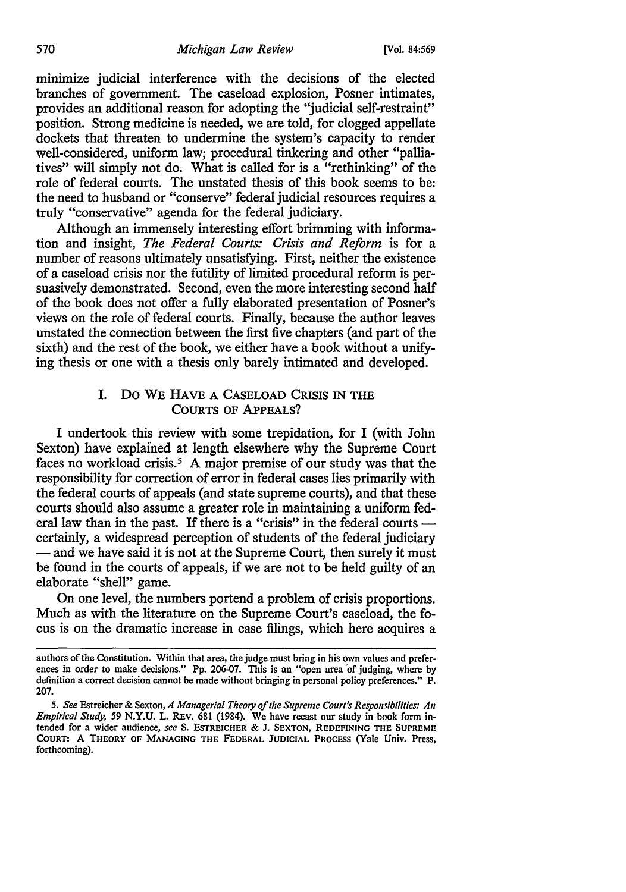minimize judicial interference with the decisions of the elected branches of government. The caseload explosion, Posner intimates, provides an additional reason for adopting the "judicial self-restraint" position. Strong medicine is needed, we are told, for clogged appellate dockets that threaten to undermine the system's capacity to render well-considered, uniform law; procedural tinkering and other "palliatives" will simply not do. What is called for is a "rethinking" of the role of federal courts. The unstated thesis of this book seems to be: the need to husband or "conserve" federal judicial resources requires a truly "conservative" agenda for the federal judiciary.

Although an immensely interesting effort brimming with information and insight, *The Federal Courts: Crisis and Reform* is for a number of reasons ultimately unsatisfying. First, neither the existence of a caseload crisis nor the futility of limited procedural reform is persuasively demonstrated. Second, even the more interesting second half of the book does not offer a fully elaborated presentation of Posner's views on the role of federal courts. Finally, because the author leaves unstated the connection between the first five chapters (and part of the sixth) and the rest of the book, we either have a book without a unifying thesis or one with a thesis only barely intimated and developed.

## I. Do We Have a Caseload Crisis in the Courts of Appeals?

I undertook this review with some trepidation, for I (with John Sexton) have explained at length elsewhere why the Supreme Court faces no workload crisis.[5] A major premise of our study was that the responsibility for correction of error in federal cases lies primarily with the federal courts of appeals (and state supreme courts), and that these courts should also assume a greater role in maintaining a uniform federal law than in the past. If there is a "crisis" in the federal courts — certainly, a widespread perception of students of the federal judiciary — and we have said it is not at the Supreme Court, then surely it must be found in the courts of appeals, if we are not to be held guilty of an elaborate "shell" game.

On one level, the numbers portend a problem of crisis proportions. Much as with the literature on the Supreme Court's caseload, the focus is on the dramatic increase in case filings, which here acquires a

---

authors of the Constitution. Within that area, the judge must bring in his own values and preferences in order to make decisions." Pp. 206-07. This is an "open area of judging, where by definition a correct decision cannot be made without bringing in personal policy preferences." P. 207.

5. *See* Estreicher & Sexton, *A Managerial Theory of the Supreme Court's Responsibilities: An Empirical Study*, 59 N.Y.U. L. Rev. 681 (1984). We have recast our study in book form intended for a wider audience, *see* S. Estreicher & J. Sexton, Redefining the Supreme Court: A Theory of Managing the Federal Judicial Process (Yale Univ. Press, forthcoming).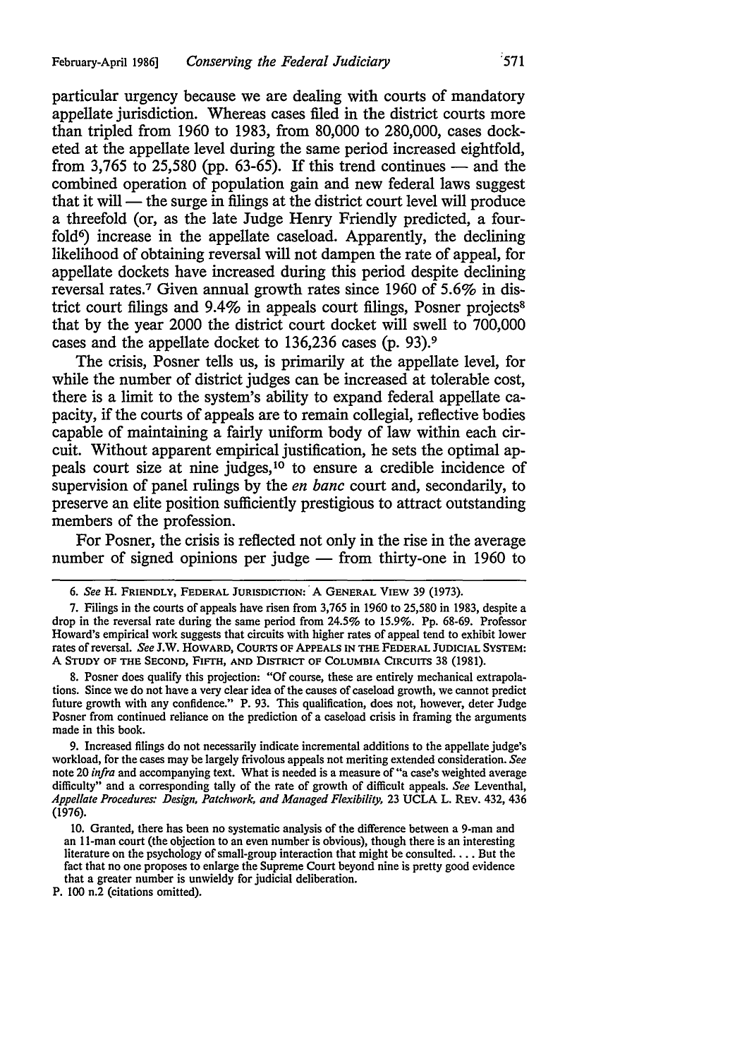particular urgency because we are dealing with courts of mandatory appellate jurisdiction. Whereas cases filed in the district courts more than tripled from 1960 to 1983, from 80,000 to 280,000, cases docketed at the appellate level during the same period increased eightfold, from 3,765 to 25,580 (pp. 63-65). If this trend continues — and the combined operation of population gain and new federal laws suggest that it will — the surge in filings at the district court level will produce a threefold (or, as the late Judge Henry Friendly predicted, a fourfold[6]) increase in the appellate caseload. Apparently, the declining likelihood of obtaining reversal will not dampen the rate of appeal, for appellate dockets have increased during this period despite declining reversal rates.[7] Given annual growth rates since 1960 of 5.6% in district court filings and 9.4% in appeals court filings, Posner projects[8] that by the year 2000 the district court docket will swell to 700,000 cases and the appellate docket to 136,236 cases (p. 93).[9]

The crisis, Posner tells us, is primarily at the appellate level, for while the number of district judges can be increased at tolerable cost, there is a limit to the system's ability to expand federal appellate capacity, if the courts of appeals are to remain collegial, reflective bodies capable of maintaining a fairly uniform body of law within each circuit. Without apparent empirical justification, he sets the optimal appeals court size at nine judges,[10] to ensure a credible incidence of supervision of panel rulings by the *en banc* court and, secondarily, to preserve an elite position sufficiently prestigious to attract outstanding members of the profession.

For Posner, the crisis is reflected not only in the rise in the average number of signed opinions per judge — from thirty-one in 1960 to

---

6. *See* H. FRIENDLY, FEDERAL JURISDICTION: A GENERAL VIEW 39 (1973).

7. Filings in the courts of appeals have risen from 3,765 in 1960 to 25,580 in 1983, despite a drop in the reversal rate during the same period from 24.5% to 15.9%. Pp. 68-69. Professor Howard's empirical work suggests that circuits with higher rates of appeal tend to exhibit lower rates of reversal. *See* J.W. HOWARD, COURTS OF APPEALS IN THE FEDERAL JUDICIAL SYSTEM: A STUDY OF THE SECOND, FIFTH, AND DISTRICT OF COLUMBIA CIRCUITS 38 (1981).

8. Posner does qualify this projection: "Of course, these are entirely mechanical extrapolations. Since we do not have a very clear idea of the causes of caseload growth, we cannot predict future growth with any confidence." P. 93. This qualification, does not, however, deter Judge Posner from continued reliance on the prediction of a caseload crisis in framing the arguments made in this book.

9. Increased filings do not necessarily indicate incremental additions to the appellate judge's workload, for the cases may be largely frivolous appeals not meriting extended consideration. *See* note 20 *infra* and accompanying text. What is needed is a measure of "a case's weighted average difficulty" and a corresponding tally of the rate of growth of difficult appeals. *See* Leventhal, *Appellate Procedures: Design, Patchwork, and Managed Flexibility,* 23 UCLA L. REV. 432, 436 (1976).

10. Granted, there has been no systematic analysis of the difference between a 9-man and an 11-man court (the objection to an even number is obvious), though there is an interesting literature on the psychology of small-group interaction that might be consulted. . . . But the fact that no one proposes to enlarge the Supreme Court beyond nine is pretty good evidence that a greater number is unwieldy for judicial deliberation.

P. 100 n.2 (citations omitted).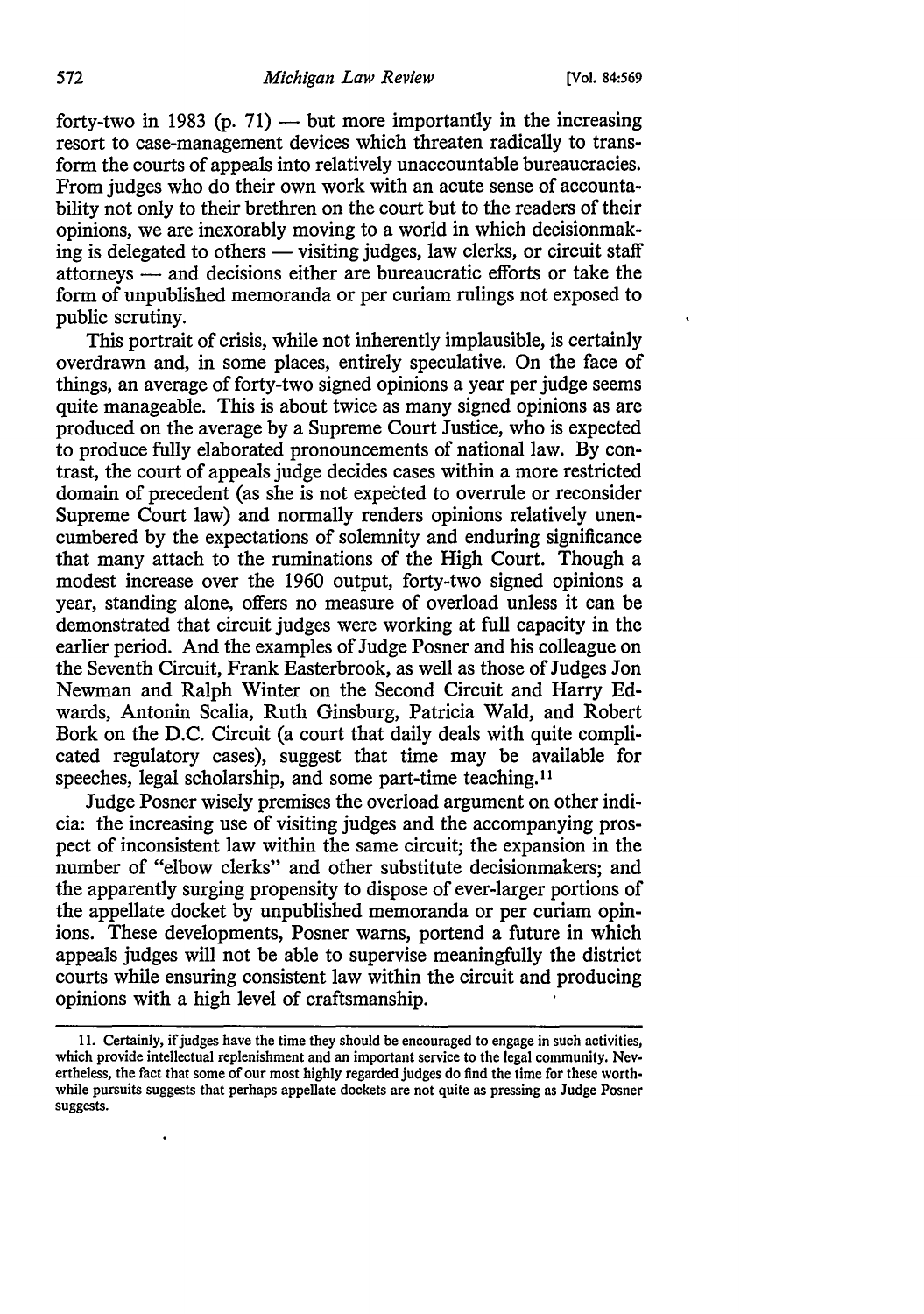forty-two in 1983 (p. 71) — but more importantly in the increasing resort to case-management devices which threaten radically to transform the courts of appeals into relatively unaccountable bureaucracies. From judges who do their own work with an acute sense of accountability not only to their brethren on the court but to the readers of their opinions, we are inexorably moving to a world in which decisionmaking is delegated to others — visiting judges, law clerks, or circuit staff attorneys — and decisions either are bureaucratic efforts or take the form of unpublished memoranda or per curiam rulings not exposed to public scrutiny.

This portrait of crisis, while not inherently implausible, is certainly overdrawn and, in some places, entirely speculative. On the face of things, an average of forty-two signed opinions a year per judge seems quite manageable. This is about twice as many signed opinions as are produced on the average by a Supreme Court Justice, who is expected to produce fully elaborated pronouncements of national law. By contrast, the court of appeals judge decides cases within a more restricted domain of precedent (as she is not expected to overrule or reconsider Supreme Court law) and normally renders opinions relatively unencumbered by the expectations of solemnity and enduring significance that many attach to the ruminations of the High Court. Though a modest increase over the 1960 output, forty-two signed opinions a year, standing alone, offers no measure of overload unless it can be demonstrated that circuit judges were working at full capacity in the earlier period. And the examples of Judge Posner and his colleague on the Seventh Circuit, Frank Easterbrook, as well as those of Judges Jon Newman and Ralph Winter on the Second Circuit and Harry Edwards, Antonin Scalia, Ruth Ginsburg, Patricia Wald, and Robert Bork on the D.C. Circuit (a court that daily deals with quite complicated regulatory cases), suggest that time may be available for speeches, legal scholarship, and some part-time teaching.[11]

Judge Posner wisely premises the overload argument on other indicia: the increasing use of visiting judges and the accompanying prospect of inconsistent law within the same circuit; the expansion in the number of "elbow clerks" and other substitute decisionmakers; and the apparently surging propensity to dispose of ever-larger portions of the appellate docket by unpublished memoranda or per curiam opinions. These developments, Posner warns, portend a future in which appeals judges will not be able to supervise meaningfully the district courts while ensuring consistent law within the circuit and producing opinions with a high level of craftsmanship.

---

11. Certainly, if judges have the time they should be encouraged to engage in such activities, which provide intellectual replenishment and an important service to the legal community. Nevertheless, the fact that some of our most highly regarded judges do find the time for these worthwhile pursuits suggests that perhaps appellate dockets are not quite as pressing as Judge Posner suggests.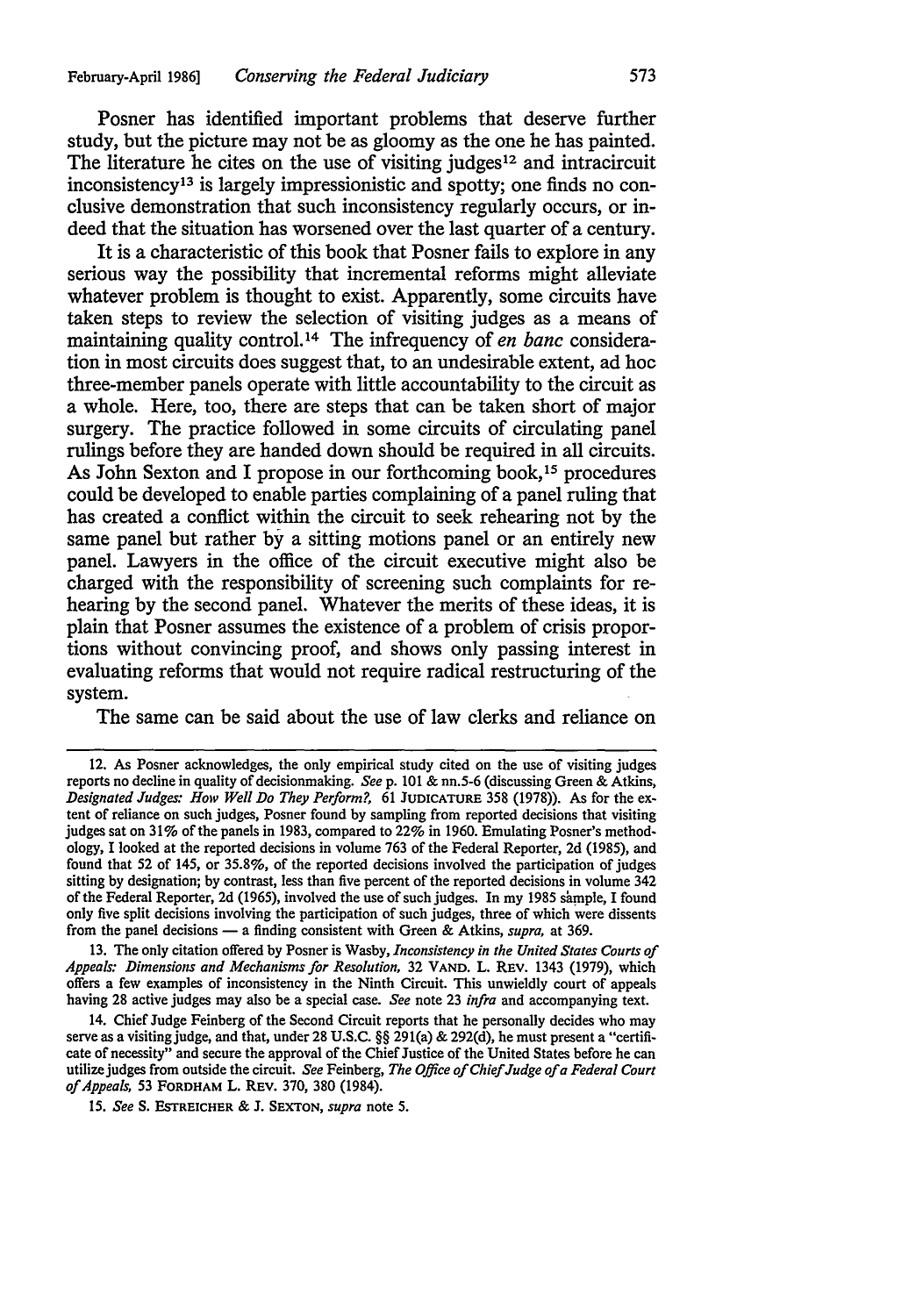Posner has identified important problems that deserve further study, but the picture may not be as gloomy as the one he has painted. The literature he cites on the use of visiting judges[12] and intracircuit inconsistency[13] is largely impressionistic and spotty; one finds no conclusive demonstration that such inconsistency regularly occurs, or indeed that the situation has worsened over the last quarter of a century.

It is a characteristic of this book that Posner fails to explore in any serious way the possibility that incremental reforms might alleviate whatever problem is thought to exist. Apparently, some circuits have taken steps to review the selection of visiting judges as a means of maintaining quality control.[14] The infrequency of *en banc* consideration in most circuits does suggest that, to an undesirable extent, ad hoc three-member panels operate with little accountability to the circuit as a whole. Here, too, there are steps that can be taken short of major surgery. The practice followed in some circuits of circulating panel rulings before they are handed down should be required in all circuits. As John Sexton and I propose in our forthcoming book,[15] procedures could be developed to enable parties complaining of a panel ruling that has created a conflict within the circuit to seek rehearing not by the same panel but rather by a sitting motions panel or an entirely new panel. Lawyers in the office of the circuit executive might also be charged with the responsibility of screening such complaints for rehearing by the second panel. Whatever the merits of these ideas, it is plain that Posner assumes the existence of a problem of crisis proportions without convincing proof, and shows only passing interest in evaluating reforms that would not require radical restructuring of the system.

The same can be said about the use of law clerks and reliance on

---

12. As Posner acknowledges, the only empirical study cited on the use of visiting judges reports no decline in quality of decisionmaking. *See* p. 101 & nn.5-6 (discussing Green & Atkins, *Designated Judges: How Well Do They Perform?*, 61 JUDICATURE 358 (1978)). As for the extent of reliance on such judges, Posner found by sampling from reported decisions that visiting judges sat on 31% of the panels in 1983, compared to 22% in 1960. Emulating Posner's methodology, I looked at the reported decisions in volume 763 of the Federal Reporter, 2d (1985), and found that 52 of 145, or 35.8%, of the reported decisions involved the participation of judges sitting by designation; by contrast, less than five percent of the reported decisions in volume 342 of the Federal Reporter, 2d (1965), involved the use of such judges. In my 1985 sample, I found only five split decisions involving the participation of such judges, three of which were dissents from the panel decisions — a finding consistent with Green & Atkins, *supra*, at 369.

13. The only citation offered by Posner is Wasby, *Inconsistency in the United States Courts of Appeals: Dimensions and Mechanisms for Resolution*, 32 VAND. L. REV. 1343 (1979), which offers a few examples of inconsistency in the Ninth Circuit. This unwieldly court of appeals having 28 active judges may also be a special case. *See* note 23 *infra* and accompanying text.

14. Chief Judge Feinberg of the Second Circuit reports that he personally decides who may serve as a visiting judge, and that, under 28 U.S.C. §§ 291(a) & 292(d), he must present a "certificate of necessity" and secure the approval of the Chief Justice of the United States before he can utilize judges from outside the circuit. *See* Feinberg, *The Office of Chief Judge of a Federal Court of Appeals*, 53 FORDHAM L. REV. 370, 380 (1984).

15. *See* S. ESTREICHER & J. SEXTON, *supra* note 5.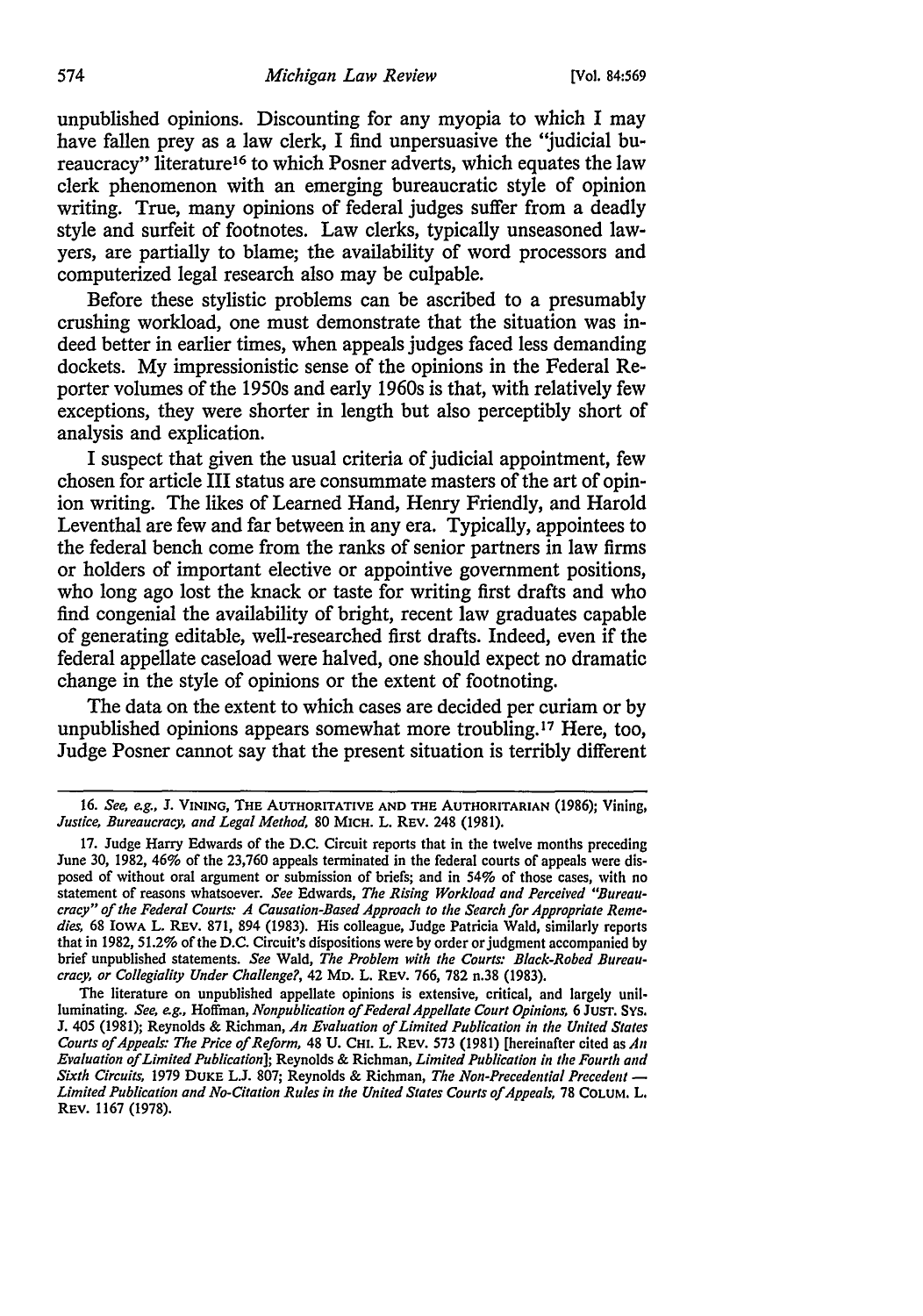unpublished opinions. Discounting for any myopia to which I may have fallen prey as a law clerk, I find unpersuasive the "judicial bureaucracy" literature[16] to which Posner adverts, which equates the law clerk phenomenon with an emerging bureaucratic style of opinion writing. True, many opinions of federal judges suffer from a deadly style and surfeit of footnotes. Law clerks, typically unseasoned lawyers, are partially to blame; the availability of word processors and computerized legal research also may be culpable.

Before these stylistic problems can be ascribed to a presumably crushing workload, one must demonstrate that the situation was indeed better in earlier times, when appeals judges faced less demanding dockets. My impressionistic sense of the opinions in the Federal Reporter volumes of the 1950s and early 1960s is that, with relatively few exceptions, they were shorter in length but also perceptibly short of analysis and explication.

I suspect that given the usual criteria of judicial appointment, few chosen for article III status are consummate masters of the art of opinion writing. The likes of Learned Hand, Henry Friendly, and Harold Leventhal are few and far between in any era. Typically, appointees to the federal bench come from the ranks of senior partners in law firms or holders of important elective or appointive government positions, who long ago lost the knack or taste for writing first drafts and who find congenial the availability of bright, recent law graduates capable of generating editable, well-researched first drafts. Indeed, even if the federal appellate caseload were halved, one should expect no dramatic change in the style of opinions or the extent of footnoting.

The data on the extent to which cases are decided per curiam or by unpublished opinions appears somewhat more troubling.[17] Here, too, Judge Posner cannot say that the present situation is terribly different

---

16. *See, e.g.*, J. VINING, THE AUTHORITATIVE AND THE AUTHORITARIAN (1986); Vining, *Justice, Bureaucracy, and Legal Method*, 80 MICH. L. REV. 248 (1981).

17. Judge Harry Edwards of the D.C. Circuit reports that in the twelve months preceding June 30, 1982, 46% of the 23,760 appeals terminated in the federal courts of appeals were disposed of without oral argument or submission of briefs; and in 54% of those cases, with no statement of reasons whatsoever. *See* Edwards, *The Rising Workload and Perceived "Bureaucracy" of the Federal Courts: A Causation-Based Approach to the Search for Appropriate Remedies*, 68 IOWA L. REV. 871, 894 (1983). His colleague, Judge Patricia Wald, similarly reports that in 1982, 51.2% of the D.C. Circuit's dispositions were by order or judgment accompanied by brief unpublished statements. *See* Wald, *The Problem with the Courts: Black-Robed Bureaucracy, or Collegiality Under Challenge?*, 42 MD. L. REV. 766, 782 n.38 (1983).

The literature on unpublished appellate opinions is extensive, critical, and largely unilluminating. *See, e.g.*, Hoffman, *Nonpublication of Federal Appellate Court Opinions*, 6 JUST. SYS. J. 405 (1981); Reynolds & Richman, *An Evaluation of Limited Publication in the United States Courts of Appeals: The Price of Reform*, 48 U. CHI. L. REV. 573 (1981) [hereinafter cited as *An Evaluation of Limited Publication*]; Reynolds & Richman, *Limited Publication in the Fourth and Sixth Circuits*, 1979 DUKE L.J. 807; Reynolds & Richman, *The Non-Precedential Precedent — Limited Publication and No-Citation Rules in the United States Courts of Appeals*, 78 COLUM. L. REV. 1167 (1978).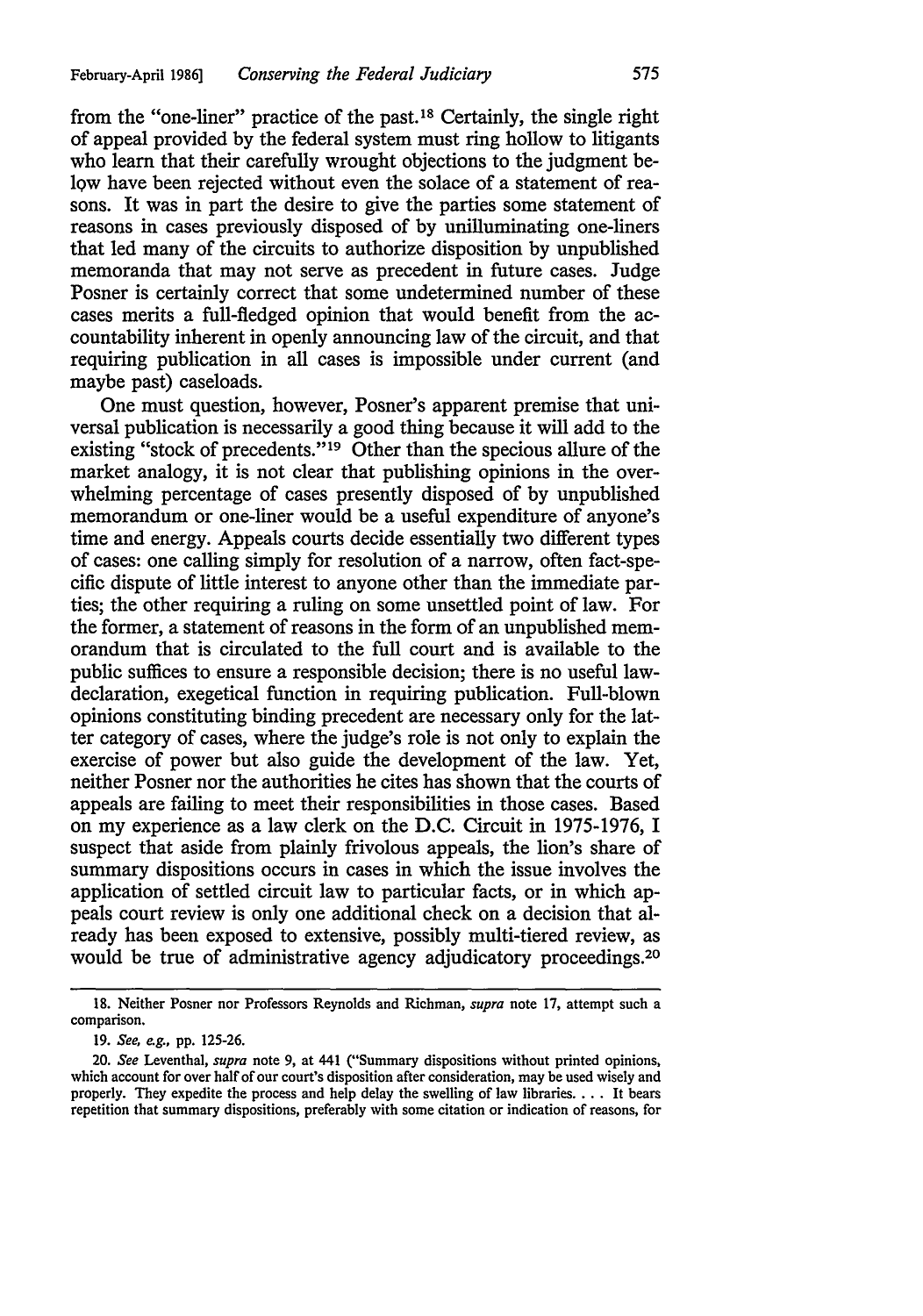from the "one-liner" practice of the past.[18] Certainly, the single right of appeal provided by the federal system must ring hollow to litigants who learn that their carefully wrought objections to the judgment below have been rejected without even the solace of a statement of reasons. It was in part the desire to give the parties some statement of reasons in cases previously disposed of by unilluminating one-liners that led many of the circuits to authorize disposition by unpublished memoranda that may not serve as precedent in future cases. Judge Posner is certainly correct that some undetermined number of these cases merits a full-fledged opinion that would benefit from the accountability inherent in openly announcing law of the circuit, and that requiring publication in all cases is impossible under current (and maybe past) caseloads.

One must question, however, Posner's apparent premise that universal publication is necessarily a good thing because it will add to the existing "stock of precedents."[19] Other than the specious allure of the market analogy, it is not clear that publishing opinions in the overwhelming percentage of cases presently disposed of by unpublished memorandum or one-liner would be a useful expenditure of anyone's time and energy. Appeals courts decide essentially two different types of cases: one calling simply for resolution of a narrow, often fact-specific dispute of little interest to anyone other than the immediate parties; the other requiring a ruling on some unsettled point of law. For the former, a statement of reasons in the form of an unpublished memorandum that is circulated to the full court and is available to the public suffices to ensure a responsible decision; there is no useful law-declaration, exegetical function in requiring publication. Full-blown opinions constituting binding precedent are necessary only for the latter category of cases, where the judge's role is not only to explain the exercise of power but also guide the development of the law. Yet, neither Posner nor the authorities he cites has shown that the courts of appeals are failing to meet their responsibilities in those cases. Based on my experience as a law clerk on the D.C. Circuit in 1975-1976, I suspect that aside from plainly frivolous appeals, the lion's share of summary dispositions occurs in cases in which the issue involves the application of settled circuit law to particular facts, or in which appeals court review is only one additional check on a decision that already has been exposed to extensive, possibly multi-tiered review, as would be true of administrative agency adjudicatory proceedings.[20]

---

18. Neither Posner nor Professors Reynolds and Richman, *supra* note 17, attempt such a comparison.

19. *See, e.g.*, pp. 125-26.

20. *See* Leventhal, *supra* note 9, at 441 ("Summary dispositions without printed opinions, which account for over half of our court's disposition after consideration, may be used wisely and properly. They expedite the process and help delay the swelling of law libraries. . . . It bears repetition that summary dispositions, preferably with some citation or indication of reasons, for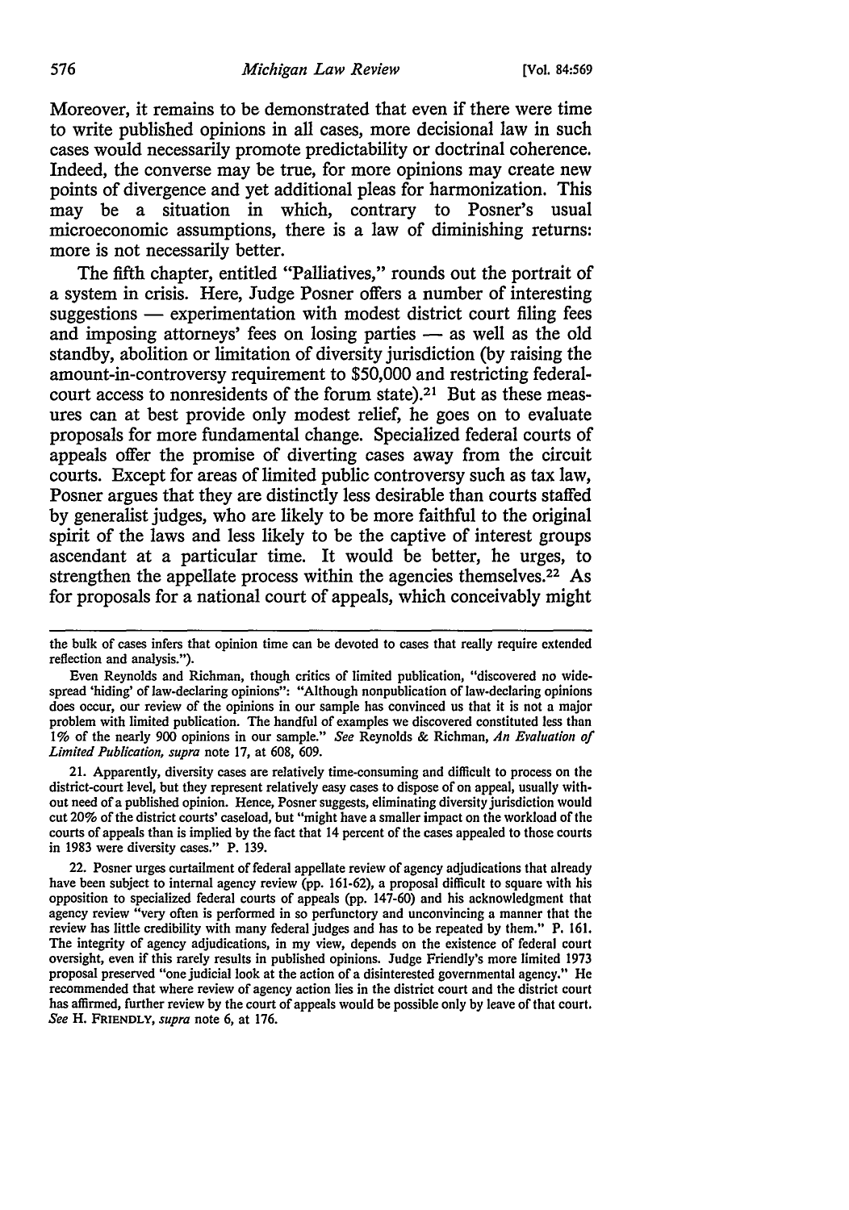Moreover, it remains to be demonstrated that even if there were time to write published opinions in all cases, more decisional law in such cases would necessarily promote predictability or doctrinal coherence. Indeed, the converse may be true, for more opinions may create new points of divergence and yet additional pleas for harmonization. This may be a situation in which, contrary to Posner's usual microeconomic assumptions, there is a law of diminishing returns: more is not necessarily better.

The fifth chapter, entitled "Palliatives," rounds out the portrait of a system in crisis. Here, Judge Posner offers a number of interesting suggestions — experimentation with modest district court filing fees and imposing attorneys' fees on losing parties — as well as the old standby, abolition or limitation of diversity jurisdiction (by raising the amount-in-controversy requirement to $50,000 and restricting federal-court access to nonresidents of the forum state).[21] But as these measures can at best provide only modest relief, he goes on to evaluate proposals for more fundamental change. Specialized federal courts of appeals offer the promise of diverting cases away from the circuit courts. Except for areas of limited public controversy such as tax law, Posner argues that they are distinctly less desirable than courts staffed by generalist judges, who are likely to be more faithful to the original spirit of the laws and less likely to be the captive of interest groups ascendant at a particular time. It would be better, he urges, to strengthen the appellate process within the agencies themselves.[22] As for proposals for a national court of appeals, which conceivably might

---

the bulk of cases infers that opinion time can be devoted to cases that really require extended reflection and analysis.").

Even Reynolds and Richman, though critics of limited publication, "discovered no widespread 'hiding' of law-declaring opinions": "Although nonpublication of law-declaring opinions does occur, our review of the opinions in our sample has convinced us that it is not a major problem with limited publication. The handful of examples we discovered constituted less than 1% of the nearly 900 opinions in our sample." *See* Reynolds & Richman, *An Evaluation of Limited Publication*, *supra* note 17, at 608, 609.

21. Apparently, diversity cases are relatively time-consuming and difficult to process on the district-court level, but they represent relatively easy cases to dispose of on appeal, usually without need of a published opinion. Hence, Posner suggests, eliminating diversity jurisdiction would cut 20% of the district courts' caseload, but "might have a smaller impact on the workload of the courts of appeals than is implied by the fact that 14 percent of the cases appealed to those courts in 1983 were diversity cases." P. 139.

22. Posner urges curtailment of federal appellate review of agency adjudications that already have been subject to internal agency review (pp. 161-62), a proposal difficult to square with his opposition to specialized federal courts of appeals (pp. 147-60) and his acknowledgment that agency review "very often is performed in so perfunctory and unconvincing a manner that the review has little credibility with many federal judges and has to be repeated by them." P. 161. The integrity of agency adjudications, in my view, depends on the existence of federal court oversight, even if this rarely results in published opinions. Judge Friendly's more limited 1973 proposal preserved "one judicial look at the action of a disinterested governmental agency." He recommended that where review of agency action lies in the district court and the district court has affirmed, further review by the court of appeals would be possible only by leave of that court. *See* H. FRIENDLY, *supra* note 6, at 176.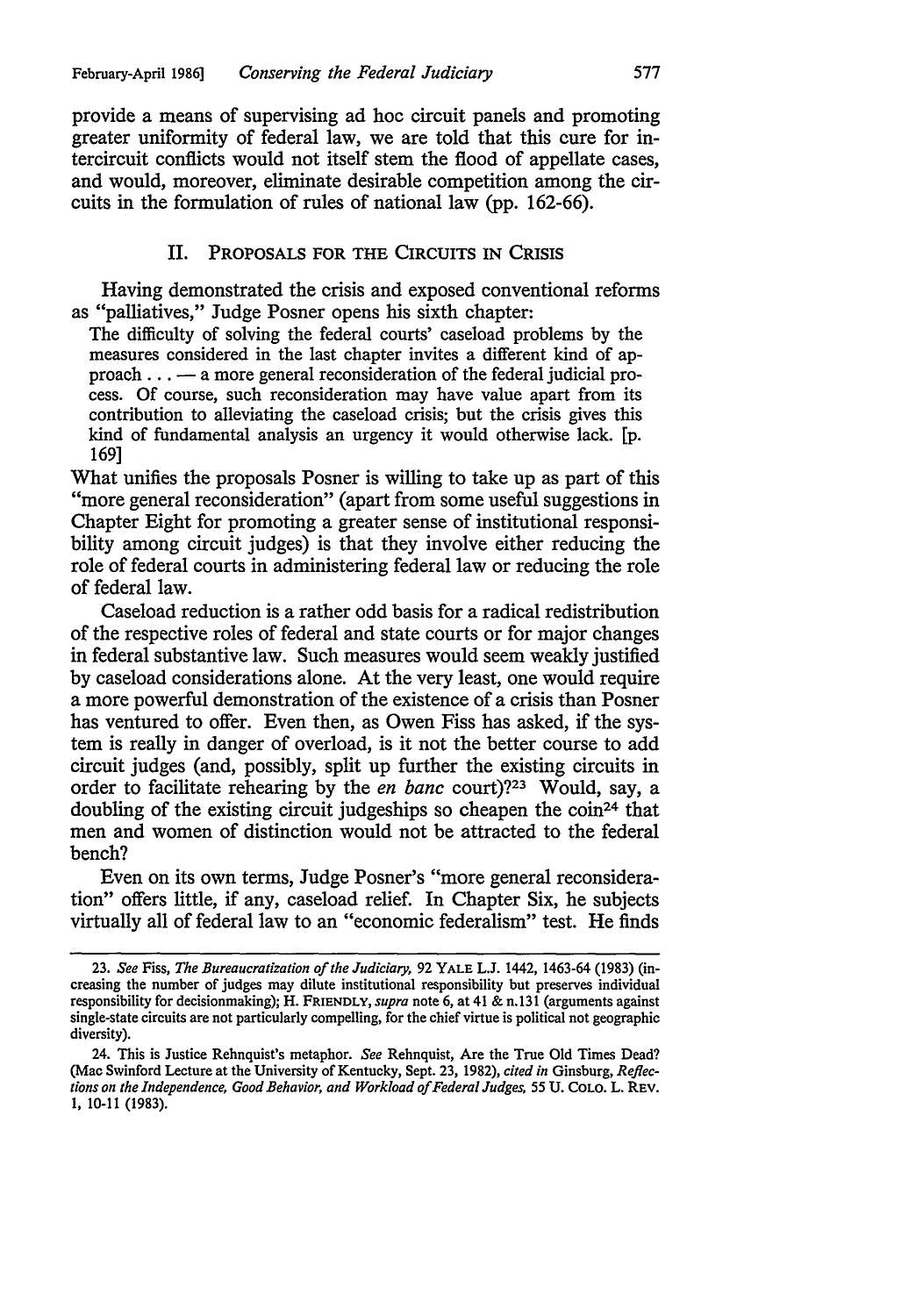provide a means of supervising ad hoc circuit panels and promoting greater uniformity of federal law, we are told that this cure for intercircuit conflicts would not itself stem the flood of appellate cases, and would, moreover, eliminate desirable competition among the circuits in the formulation of rules of national law (pp. 162-66).

## II. Proposals for the Circuits in Crisis

Having demonstrated the crisis and exposed conventional reforms as "palliatives," Judge Posner opens his sixth chapter:

> The difficulty of solving the federal courts' caseload problems by the measures considered in the last chapter invites a different kind of approach . . . — a more general reconsideration of the federal judicial process. Of course, such reconsideration may have value apart from its contribution to alleviating the caseload crisis; but the crisis gives this kind of fundamental analysis an urgency it would otherwise lack. [p. 169]

What unifies the proposals Posner is willing to take up as part of this "more general reconsideration" (apart from some useful suggestions in Chapter Eight for promoting a greater sense of institutional responsibility among circuit judges) is that they involve either reducing the role of federal courts in administering federal law or reducing the role of federal law.

Caseload reduction is a rather odd basis for a radical redistribution of the respective roles of federal and state courts or for major changes in federal substantive law. Such measures would seem weakly justified by caseload considerations alone. At the very least, one would require a more powerful demonstration of the existence of a crisis than Posner has ventured to offer. Even then, as Owen Fiss has asked, if the system is really in danger of overload, is it not the better course to add circuit judges (and, possibly, split up further the existing circuits in order to facilitate rehearing by the *en banc* court)?[23] Would, say, a doubling of the existing circuit judgeships so cheapen the coin[24] that men and women of distinction would not be attracted to the federal bench?

Even on its own terms, Judge Posner's "more general reconsideration" offers little, if any, caseload relief. In Chapter Six, he subjects virtually all of federal law to an "economic federalism" test. He finds

---

23. *See* Fiss, *The Bureaucratization of the Judiciary*, 92 YALE L.J. 1442, 1463-64 (1983) (increasing the number of judges may dilute institutional responsibility but preserves individual responsibility for decisionmaking); H. FRIENDLY, *supra* note 6, at 41 & n.131 (arguments against single-state circuits are not particularly compelling, for the chief virtue is political not geographic diversity).

24. This is Justice Rehnquist's metaphor. *See* Rehnquist, Are the True Old Times Dead? (Mac Swinford Lecture at the University of Kentucky, Sept. 23, 1982), *cited in* Ginsburg, *Reflections on the Independence, Good Behavior, and Workload of Federal Judges*, 55 U. COLO. L. REV. 1, 10-11 (1983).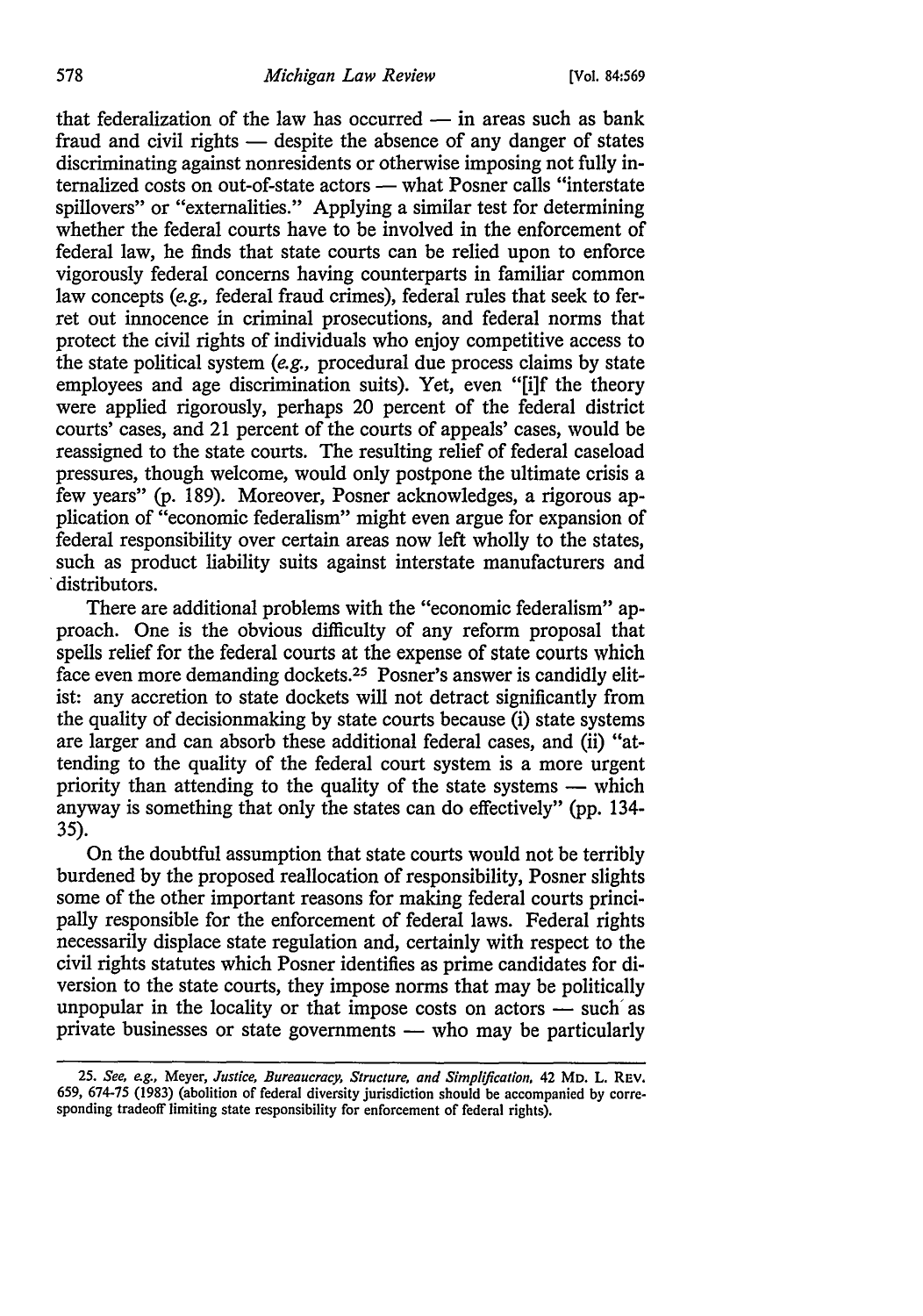that federalization of the law has occurred — in areas such as bank fraud and civil rights — despite the absence of any danger of states discriminating against nonresidents or otherwise imposing not fully internalized costs on out-of-state actors — what Posner calls "interstate spillovers" or "externalities." Applying a similar test for determining whether the federal courts have to be involved in the enforcement of federal law, he finds that state courts can be relied upon to enforce vigorously federal concerns having counterparts in familiar common law concepts (*e.g.*, federal fraud crimes), federal rules that seek to ferret out innocence in criminal prosecutions, and federal norms that protect the civil rights of individuals who enjoy competitive access to the state political system (*e.g.*, procedural due process claims by state employees and age discrimination suits). Yet, even "[i]f the theory were applied rigorously, perhaps 20 percent of the federal district courts' cases, and 21 percent of the courts of appeals' cases, would be reassigned to the state courts. The resulting relief of federal caseload pressures, though welcome, would only postpone the ultimate crisis a few years" (p. 189). Moreover, Posner acknowledges, a rigorous application of "economic federalism" might even argue for expansion of federal responsibility over certain areas now left wholly to the states, such as product liability suits against interstate manufacturers and distributors.

There are additional problems with the "economic federalism" approach. One is the obvious difficulty of any reform proposal that spells relief for the federal courts at the expense of state courts which face even more demanding dockets.[25] Posner's answer is candidly elitist: any accretion to state dockets will not detract significantly from the quality of decisionmaking by state courts because (i) state systems are larger and can absorb these additional federal cases, and (ii) "attending to the quality of the federal court system is a more urgent priority than attending to the quality of the state systems — which anyway is something that only the states can do effectively" (pp. 134-35).

On the doubtful assumption that state courts would not be terribly burdened by the proposed reallocation of responsibility, Posner slights some of the other important reasons for making federal courts principally responsible for the enforcement of federal laws. Federal rights necessarily displace state regulation and, certainly with respect to the civil rights statutes which Posner identifies as prime candidates for diversion to the state courts, they impose norms that may be politically unpopular in the locality or that impose costs on actors — such as private businesses or state governments — who may be particularly

25. *See, e.g.*, Meyer, *Justice, Bureaucracy, Structure, and Simplification*, 42 MD. L. REV. 659, 674-75 (1983) (abolition of federal diversity jurisdiction should be accompanied by corresponding tradeoff limiting state responsibility for enforcement of federal rights).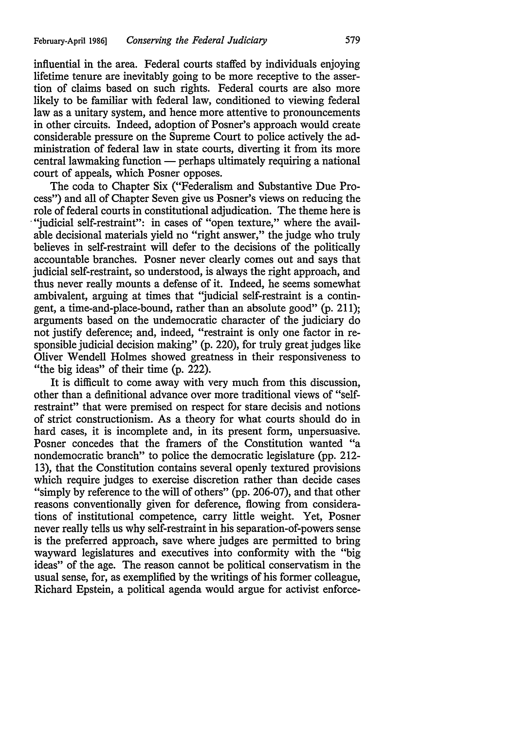influential in the area. Federal courts staffed by individuals enjoying lifetime tenure are inevitably going to be more receptive to the assertion of claims based on such rights. Federal courts are also more likely to be familiar with federal law, conditioned to viewing federal law as a unitary system, and hence more attentive to pronouncements in other circuits. Indeed, adoption of Posner's approach would create considerable pressure on the Supreme Court to police actively the administration of federal law in state courts, diverting it from its more central lawmaking function — perhaps ultimately requiring a national court of appeals, which Posner opposes.

The coda to Chapter Six ("Federalism and Substantive Due Process") and all of Chapter Seven give us Posner's views on reducing the role of federal courts in constitutional adjudication. The theme here is "judicial self-restraint": in cases of "open texture," where the available decisional materials yield no "right answer," the judge who truly believes in self-restraint will defer to the decisions of the politically accountable branches. Posner never clearly comes out and says that judicial self-restraint, so understood, is always the right approach, and thus never really mounts a defense of it. Indeed, he seems somewhat ambivalent, arguing at times that "judicial self-restraint is a contingent, a time-and-place-bound, rather than an absolute good" (p. 211); arguments based on the undemocratic character of the judiciary do not justify deference; and, indeed, "restraint is only one factor in responsible judicial decision making" (p. 220), for truly great judges like Oliver Wendell Holmes showed greatness in their responsiveness to "the big ideas" of their time (p. 222).

It is difficult to come away with very much from this discussion, other than a definitional advance over more traditional views of "self-restraint" that were premised on respect for stare decisis and notions of strict constructionism. As a theory for what courts should do in hard cases, it is incomplete and, in its present form, unpersuasive. Posner concedes that the framers of the Constitution wanted "a nondemocratic branch" to police the democratic legislature (pp. 212-13), that the Constitution contains several openly textured provisions which require judges to exercise discretion rather than decide cases "simply by reference to the will of others" (pp. 206-07), and that other reasons conventionally given for deference, flowing from considerations of institutional competence, carry little weight. Yet, Posner never really tells us why self-restraint in his separation-of-powers sense is the preferred approach, save where judges are permitted to bring wayward legislatures and executives into conformity with the "big ideas" of the age. The reason cannot be political conservatism in the usual sense, for, as exemplified by the writings of his former colleague, Richard Epstein, a political agenda would argue for activist enforce-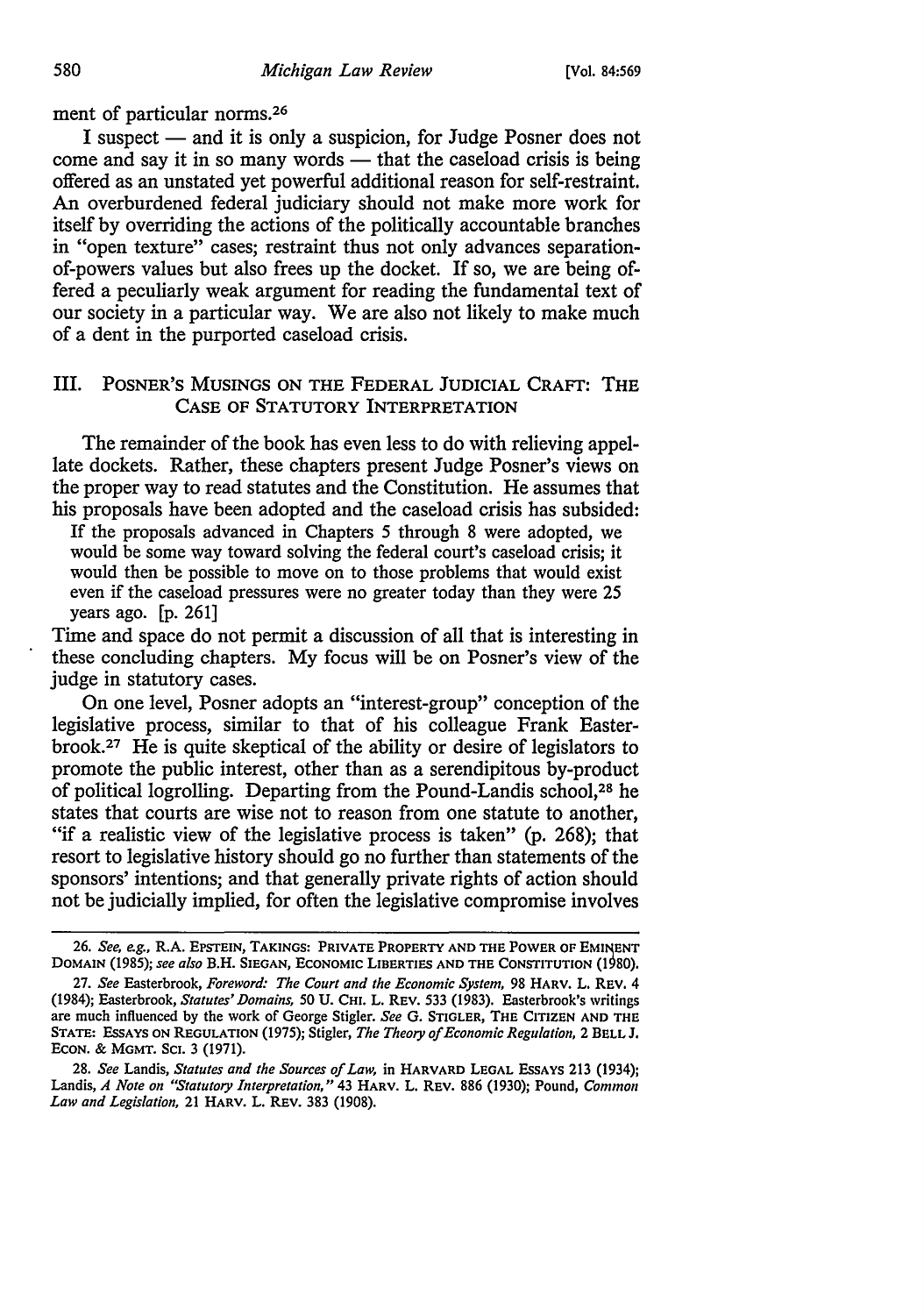ment of particular norms.[26]

I suspect — and it is only a suspicion, for Judge Posner does not come and say it in so many words — that the caseload crisis is being offered as an unstated yet powerful additional reason for self-restraint. An overburdened federal judiciary should not make more work for itself by overriding the actions of the politically accountable branches in "open texture" cases; restraint thus not only advances separation-of-powers values but also frees up the docket. If so, we are being offered a peculiarly weak argument for reading the fundamental text of our society in a particular way. We are also not likely to make much of a dent in the purported caseload crisis.

## III. POSNER'S MUSINGS ON THE FEDERAL JUDICIAL CRAFT: THE CASE OF STATUTORY INTERPRETATION

The remainder of the book has even less to do with relieving appellate dockets. Rather, these chapters present Judge Posner's views on the proper way to read statutes and the Constitution. He assumes that his proposals have been adopted and the caseload crisis has subsided:

> If the proposals advanced in Chapters 5 through 8 were adopted, we would be some way toward solving the federal court's caseload crisis; it would then be possible to move on to those problems that would exist even if the caseload pressures were no greater today than they were 25 years ago. [p. 261]

Time and space do not permit a discussion of all that is interesting in these concluding chapters. My focus will be on Posner's view of the judge in statutory cases.

On one level, Posner adopts an "interest-group" conception of the legislative process, similar to that of his colleague Frank Easterbrook.[27] He is quite skeptical of the ability or desire of legislators to promote the public interest, other than as a serendipitous by-product of political logrolling. Departing from the Pound-Landis school,[28] he states that courts are wise not to reason from one statute to another, "if a realistic view of the legislative process is taken" (p. 268); that resort to legislative history should go no further than statements of the sponsors' intentions; and that generally private rights of action should not be judicially implied, for often the legislative compromise involves

---

26. *See, e.g.*, R.A. EPSTEIN, TAKINGS: PRIVATE PROPERTY AND THE POWER OF EMINENT DOMAIN (1985); *see also* B.H. SIEGAN, ECONOMIC LIBERTIES AND THE CONSTITUTION (1980).

27. *See* Easterbrook, *Foreword: The Court and the Economic System*, 98 HARV. L. REV. 4 (1984); Easterbrook, *Statutes' Domains*, 50 U. CHI. L. REV. 533 (1983). Easterbrook's writings are much influenced by the work of George Stigler. *See* G. STIGLER, THE CITIZEN AND THE STATE: ESSAYS ON REGULATION (1975); Stigler, *The Theory of Economic Regulation*, 2 BELL J. ECON. & MGMT. SCI. 3 (1971).

28. *See* Landis, *Statutes and the Sources of Law*, in HARVARD LEGAL ESSAYS 213 (1934); Landis, *A Note on "Statutory Interpretation,"* 43 HARV. L. REV. 886 (1930); Pound, *Common Law and Legislation*, 21 HARV. L. REV. 383 (1908).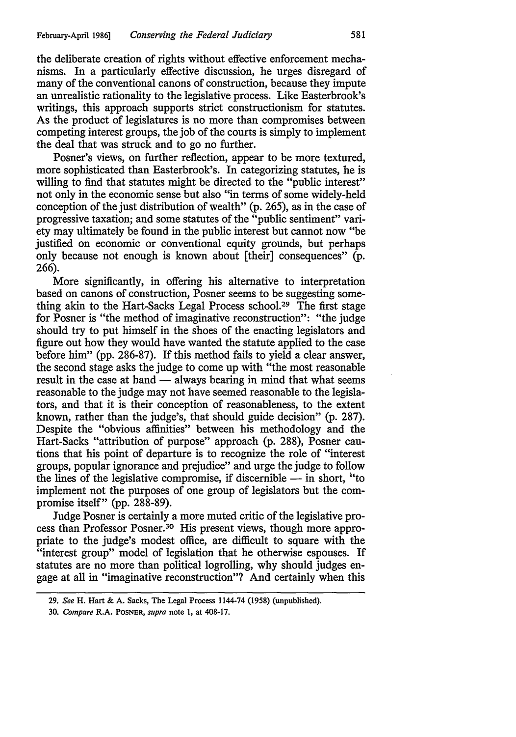the deliberate creation of rights without effective enforcement mechanisms. In a particularly effective discussion, he urges disregard of many of the conventional canons of construction, because they impute an unrealistic rationality to the legislative process. Like Easterbrook's writings, this approach supports strict constructionism for statutes. As the product of legislatures is no more than compromises between competing interest groups, the job of the courts is simply to implement the deal that was struck and to go no further.

Posner's views, on further reflection, appear to be more textured, more sophisticated than Easterbrook's. In categorizing statutes, he is willing to find that statutes might be directed to the "public interest" not only in the economic sense but also "in terms of some widely-held conception of the just distribution of wealth" (p. 265), as in the case of progressive taxation; and some statutes of the "public sentiment" variety may ultimately be found in the public interest but cannot now "be justified on economic or conventional equity grounds, but perhaps only because not enough is known about [their] consequences" (p. 266).

More significantly, in offering his alternative to interpretation based on canons of construction, Posner seems to be suggesting something akin to the Hart-Sacks Legal Process school.[29] The first stage for Posner is "the method of imaginative reconstruction": "the judge should try to put himself in the shoes of the enacting legislators and figure out how they would have wanted the statute applied to the case before him" (pp. 286-87). If this method fails to yield a clear answer, the second stage asks the judge to come up with "the most reasonable result in the case at hand — always bearing in mind that what seems reasonable to the judge may not have seemed reasonable to the legislators, and that it is their conception of reasonableness, to the extent known, rather than the judge's, that should guide decision" (p. 287). Despite the "obvious affinities" between his methodology and the Hart-Sacks "attribution of purpose" approach (p. 288), Posner cautions that his point of departure is to recognize the role of "interest groups, popular ignorance and prejudice" and urge the judge to follow the lines of the legislative compromise, if discernible — in short, "to implement not the purposes of one group of legislators but the compromise itself" (pp. 288-89).

Judge Posner is certainly a more muted critic of the legislative process than Professor Posner.[30] His present views, though more appropriate to the judge's modest office, are difficult to square with the "interest group" model of legislation that he otherwise espouses. If statutes are no more than political logrolling, why should judges engage at all in "imaginative reconstruction"? And certainly when this

29. *See* H. Hart & A. Sacks, The Legal Process 1144-74 (1958) (unpublished).

30. *Compare* R.A. POSNER, *supra* note 1, at 408-17.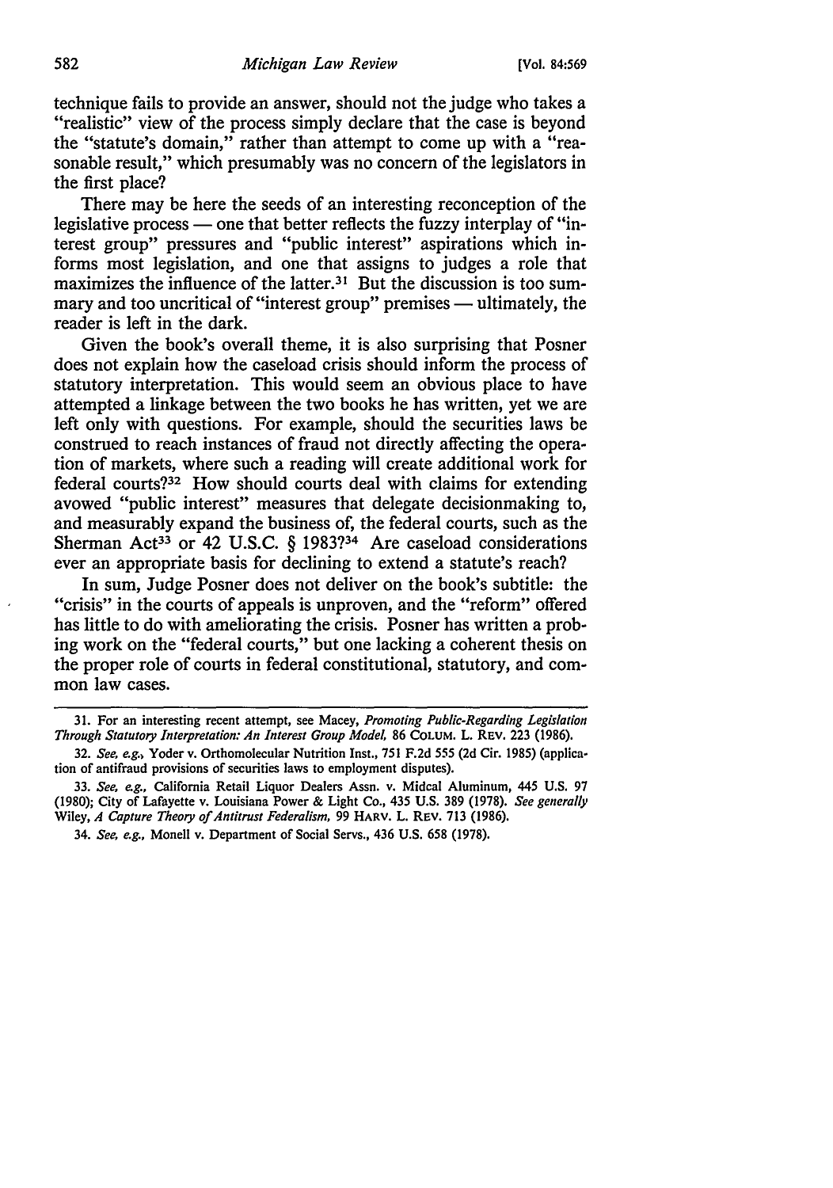technique fails to provide an answer, should not the judge who takes a "realistic" view of the process simply declare that the case is beyond the "statute's domain," rather than attempt to come up with a "reasonable result," which presumably was no concern of the legislators in the first place?

There may be here the seeds of an interesting reconception of the legislative process — one that better reflects the fuzzy interplay of "interest group" pressures and "public interest" aspirations which informs most legislation, and one that assigns to judges a role that maximizes the influence of the latter.[31] But the discussion is too summary and too uncritical of "interest group" premises — ultimately, the reader is left in the dark.

Given the book's overall theme, it is also surprising that Posner does not explain how the caseload crisis should inform the process of statutory interpretation. This would seem an obvious place to have attempted a linkage between the two books he has written, yet we are left only with questions. For example, should the securities laws be construed to reach instances of fraud not directly affecting the operation of markets, where such a reading will create additional work for federal courts?[32] How should courts deal with claims for extending avowed "public interest" measures that delegate decisionmaking to, and measurably expand the business of, the federal courts, such as the Sherman Act[33] or 42 U.S.C. § 1983?[34] Are caseload considerations ever an appropriate basis for declining to extend a statute's reach?

In sum, Judge Posner does not deliver on the book's subtitle: the "crisis" in the courts of appeals is unproven, and the "reform" offered has little to do with ameliorating the crisis. Posner has written a probing work on the "federal courts," but one lacking a coherent thesis on the proper role of courts in federal constitutional, statutory, and common law cases.

---

31. For an interesting recent attempt, see Macey, *Promoting Public-Regarding Legislation Through Statutory Interpretation: An Interest Group Model*, 86 COLUM. L. REV. 223 (1986).

32. *See, e.g.*, Yoder v. Orthomolecular Nutrition Inst., 751 F.2d 555 (2d Cir. 1985) (application of antifraud provisions of securities laws to employment disputes).

33. *See, e.g.*, California Retail Liquor Dealers Assn. v. Midcal Aluminum, 445 U.S. 97 (1980); City of Lafayette v. Louisiana Power & Light Co., 435 U.S. 389 (1978). *See generally* Wiley, *A Capture Theory of Antitrust Federalism*, 99 HARV. L. REV. 713 (1986).

34. *See, e.g.*, Monell v. Department of Social Servs., 436 U.S. 658 (1978).